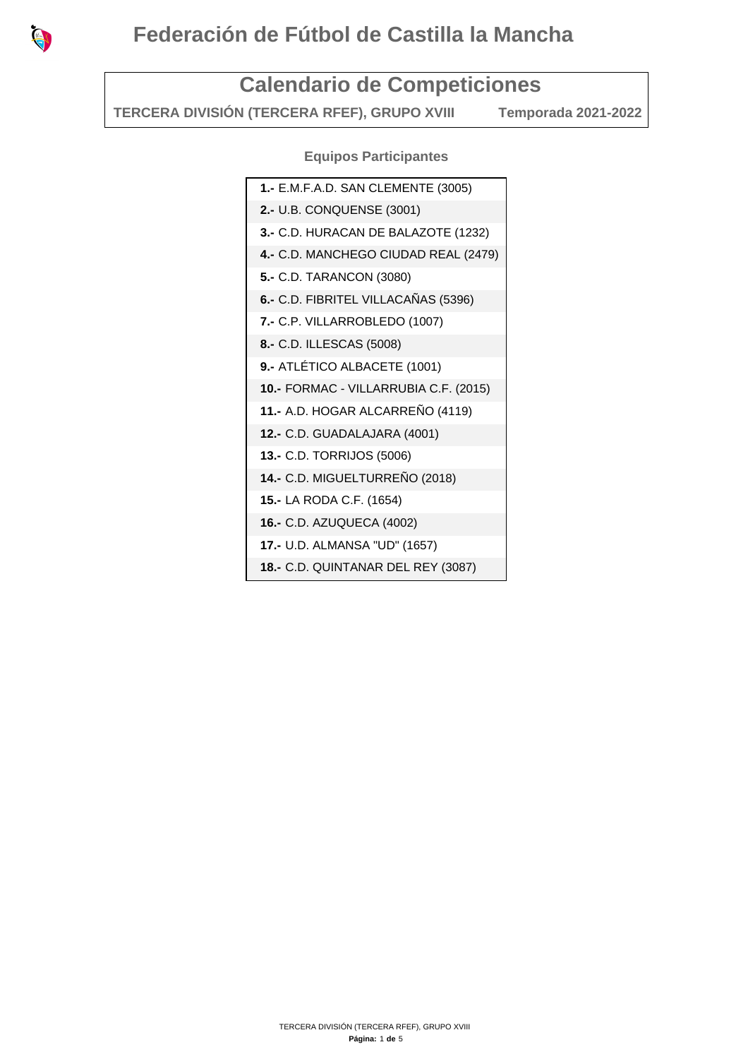# Federación de Fútbol de Castilla la Mancha

## Calendario de Competiciones

**TERCERA DIVISIÓN (TERCERA RFEF), GRUPO XVIII** **Temporada 2021-2022**

### Equipos Participantes

**1.-** E.M.F.A.D. SAN CLEMENTE (3005)
**2.-** U.B. CONQUENSE (3001)
**3.-** C.D. HURACAN DE BALAZOTE (1232)
**4.-** C.D. MANCHEGO CIUDAD REAL (2479)
**5.-** C.D. TARANCON (3080)
**6.-** C.D. FIBRITEL VILLACAÑAS (5396)
**7.-** C.P. VILLARROBLEDO (1007)
**8.-** C.D. ILLESCAS (5008)
**9.-** ATLÉTICO ALBACETE (1001)
**10.-** FORMAC - VILLARRUBIA C.F. (2015)
**11.-** A.D. HOGAR ALCARREÑO (4119)
**12.-** C.D. GUADALAJARA (4001)
**13.-** C.D. TORRIJOS (5006)
**14.-** C.D. MIGUELTURREÑO (2018)
**15.-** LA RODA C.F. (1654)
**16.-** C.D. AZUQUECA (4002)
**17.-** U.D. ALMANSA "UD" (1657)
**18.-** C.D. QUINTANAR DEL REY (3087)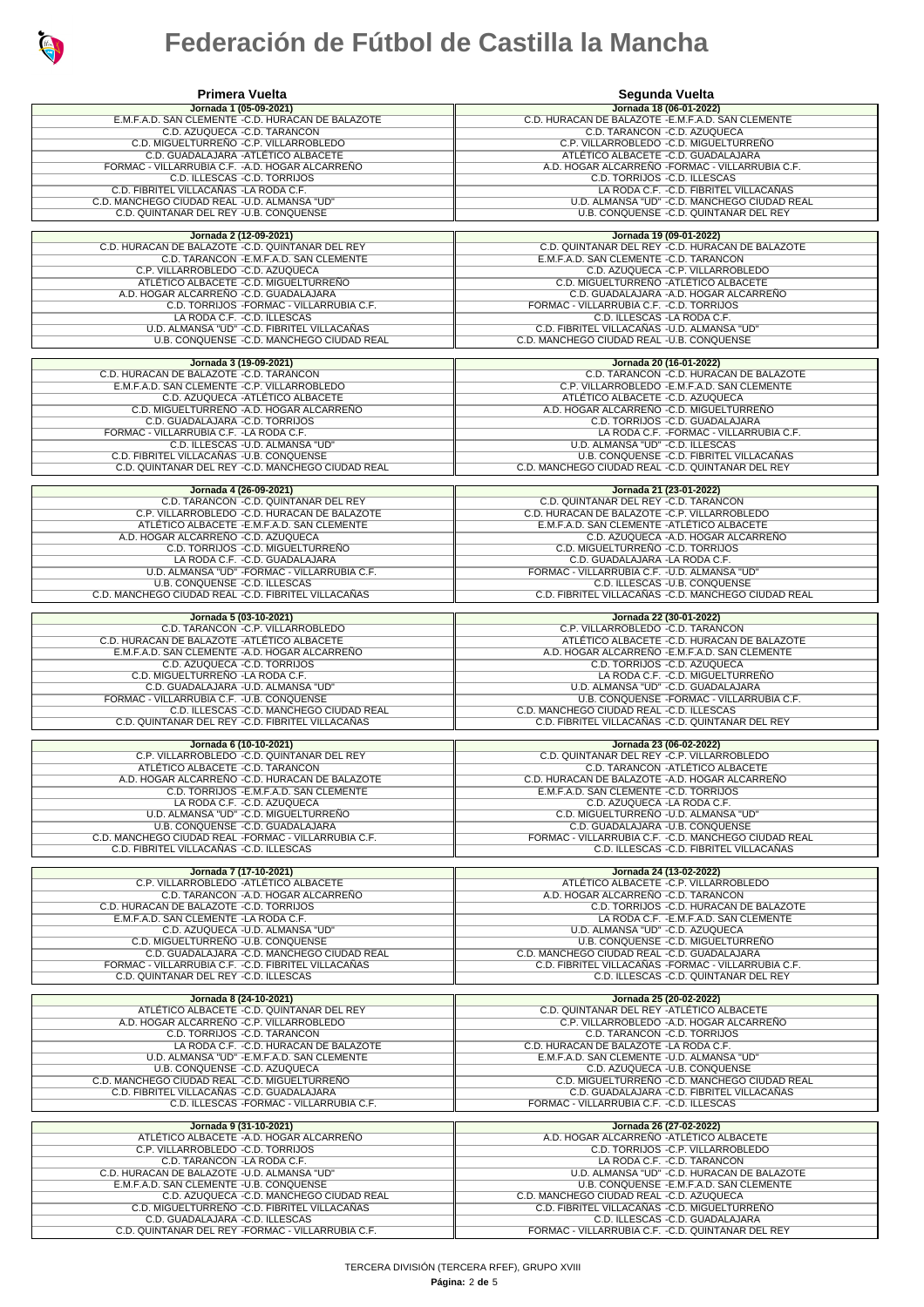# Federación de Fútbol de Castilla la Mancha

| Primera Vuelta | Segunda Vuelta |
|---|---|
| **Jornada 1 (05-09-2021)** | **Jornada 18 (06-01-2022)** |
| E.M.F.A.D. SAN CLEMENTE -C.D. HURACAN DE BALAZOTE | C.D. HURACAN DE BALAZOTE -E.M.F.A.D. SAN CLEMENTE |
| C.D. AZUQUECA -C.D. TARANCON | C.D. TARANCON -C.D. AZUQUECA |
| C.D. MIGUELTURREÑO -C.P. VILLARROBLEDO | C.P. VILLARROBLEDO -C.D. MIGUELTURREÑO |
| C.D. GUADALAJARA -ATLÉTICO ALBACETE | ATLÉTICO ALBACETE -C.D. GUADALAJARA |
| FORMAC - VILLARRUBIA C.F. -A.D. HOGAR ALCARREÑO | A.D. HOGAR ALCARREÑO -FORMAC - VILLARRUBIA C.F. |
| C.D. ILLESCAS -C.D. TORRIJOS | C.D. TORRIJOS -C.D. ILLESCAS |
| C.D. FIBRITEL VILLACAÑAS -LA RODA C.F. | LA RODA C.F. -C.D. FIBRITEL VILLACAÑAS |
| C.D. MANCHEGO CIUDAD REAL -U.D. ALMANSA "UD" | U.D. ALMANSA "UD" -C.D. MANCHEGO CIUDAD REAL |
| C.D. QUINTANAR DEL REY -U.B. CONQUENSE | U.B. CONQUENSE -C.D. QUINTANAR DEL REY |
| **Jornada 2 (12-09-2021)** | **Jornada 19 (09-01-2022)** |
| C.D. HURACAN DE BALAZOTE -C.D. QUINTANAR DEL REY | C.D. QUINTANAR DEL REY -C.D. HURACAN DE BALAZOTE |
| C.D. TARANCON -E.M.F.A.D. SAN CLEMENTE | E.M.F.A.D. SAN CLEMENTE -C.D. TARANCON |
| C.P. VILLARROBLEDO -C.D. AZUQUECA | C.D. AZUQUECA -C.P. VILLARROBLEDO |
| ATLÉTICO ALBACETE -C.D. MIGUELTURREÑO | C.D. MIGUELTURREÑO -ATLÉTICO ALBACETE |
| A.D. HOGAR ALCARREÑO -C.D. GUADALAJARA | C.D. GUADALAJARA -A.D. HOGAR ALCARREÑO |
| C.D. TORRIJOS -FORMAC - VILLARRUBIA C.F. | FORMAC - VILLARRUBIA C.F. -C.D. TORRIJOS |
| LA RODA C.F. -C.D. ILLESCAS | C.D. ILLESCAS -LA RODA C.F. |
| U.D. ALMANSA "UD" -C.D. FIBRITEL VILLACAÑAS | C.D. FIBRITEL VILLACAÑAS -U.D. ALMANSA "UD" |
| U.B. CONQUENSE -C.D. MANCHEGO CIUDAD REAL | C.D. MANCHEGO CIUDAD REAL -U.B. CONQUENSE |
| **Jornada 3 (19-09-2021)** | **Jornada 20 (16-01-2022)** |
| C.D. HURACAN DE BALAZOTE -C.D. TARANCON | C.D. TARANCON -C.D. HURACAN DE BALAZOTE |
| E.M.F.A.D. SAN CLEMENTE -C.P. VILLARROBLEDO | C.P. VILLARROBLEDO -E.M.F.A.D. SAN CLEMENTE |
| C.D. AZUQUECA -ATLÉTICO ALBACETE | ATLÉTICO ALBACETE -C.D. AZUQUECA |
| C.D. MIGUELTURREÑO -A.D. HOGAR ALCARREÑO | A.D. HOGAR ALCARREÑO -C.D. MIGUELTURREÑO |
| C.D. GUADALAJARA -C.D. TORRIJOS | C.D. TORRIJOS -C.D. GUADALAJARA |
| FORMAC - VILLARRUBIA C.F. -LA RODA C.F. | LA RODA C.F. -FORMAC - VILLARRUBIA C.F. |
| C.D. ILLESCAS -U.D. ALMANSA "UD" | U.D. ALMANSA "UD" -C.D. ILLESCAS |
| C.D. FIBRITEL VILLACAÑAS -U.B. CONQUENSE | U.B. CONQUENSE -C.D. FIBRITEL VILLACAÑAS |
| C.D. QUINTANAR DEL REY -C.D. MANCHEGO CIUDAD REAL | C.D. MANCHEGO CIUDAD REAL -C.D. QUINTANAR DEL REY |
| **Jornada 4 (26-09-2021)** | **Jornada 21 (23-01-2022)** |
| C.D. TARANCON -C.D. QUINTANAR DEL REY | C.D. QUINTANAR DEL REY -C.D. TARANCON |
| C.P. VILLARROBLEDO -C.D. HURACAN DE BALAZOTE | C.D. HURACAN DE BALAZOTE -C.P. VILLARROBLEDO |
| ATLÉTICO ALBACETE -E.M.F.A.D. SAN CLEMENTE | E.M.F.A.D. SAN CLEMENTE -ATLÉTICO ALBACETE |
| A.D. HOGAR ALCARREÑO -C.D. AZUQUECA | C.D. AZUQUECA -A.D. HOGAR ALCARREÑO |
| C.D. TORRIJOS -C.D. MIGUELTURREÑO | C.D. MIGUELTURREÑO -C.D. TORRIJOS |
| LA RODA C.F. -C.D. GUADALAJARA | C.D. GUADALAJARA -LA RODA C.F. |
| U.D. ALMANSA "UD" -FORMAC - VILLARRUBIA C.F. | FORMAC - VILLARRUBIA C.F. -U.D. ALMANSA "UD" |
| U.B. CONQUENSE -C.D. ILLESCAS | C.D. ILLESCAS -U.B. CONQUENSE |
| C.D. MANCHEGO CIUDAD REAL -C.D. FIBRITEL VILLACAÑAS | C.D. FIBRITEL VILLACAÑAS -C.D. MANCHEGO CIUDAD REAL |
| **Jornada 5 (03-10-2021)** | **Jornada 22 (30-01-2022)** |
| C.D. TARANCON -C.P. VILLARROBLEDO | C.P. VILLARROBLEDO -C.D. TARANCON |
| C.D. HURACAN DE BALAZOTE -ATLÉTICO ALBACETE | ATLÉTICO ALBACETE -C.D. HURACAN DE BALAZOTE |
| E.M.F.A.D. SAN CLEMENTE -A.D. HOGAR ALCARREÑO | A.D. HOGAR ALCARREÑO -E.M.F.A.D. SAN CLEMENTE |
| C.D. AZUQUECA -C.D. TORRIJOS | C.D. TORRIJOS -C.D. AZUQUECA |
| C.D. MIGUELTURREÑO -LA RODA C.F. | LA RODA C.F. -C.D. MIGUELTURREÑO |
| C.D. GUADALAJARA -U.D. ALMANSA "UD" | U.D. ALMANSA "UD" -C.D. GUADALAJARA |
| FORMAC - VILLARRUBIA C.F. -U.B. CONQUENSE | U.B. CONQUENSE -FORMAC - VILLARRUBIA C.F. |
| C.D. ILLESCAS -C.D. MANCHEGO CIUDAD REAL | C.D. MANCHEGO CIUDAD REAL -C.D. ILLESCAS |
| C.D. QUINTANAR DEL REY -C.D. FIBRITEL VILLACAÑAS | C.D. FIBRITEL VILLACAÑAS -C.D. QUINTANAR DEL REY |
| **Jornada 6 (10-10-2021)** | **Jornada 23 (06-02-2022)** |
| C.P. VILLARROBLEDO -C.D. QUINTANAR DEL REY | C.D. QUINTANAR DEL REY -C.P. VILLARROBLEDO |
| ATLÉTICO ALBACETE -C.D. TARANCON | C.D. TARANCON -ATLÉTICO ALBACETE |
| A.D. HOGAR ALCARREÑO -C.D. HURACAN DE BALAZOTE | C.D. HURACAN DE BALAZOTE -A.D. HOGAR ALCARREÑO |
| C.D. TORRIJOS -E.M.F.A.D. SAN CLEMENTE | E.M.F.A.D. SAN CLEMENTE -C.D. TORRIJOS |
| LA RODA C.F. -C.D. AZUQUECA | C.D. AZUQUECA -LA RODA C.F. |
| U.D. ALMANSA "UD" -C.D. MIGUELTURREÑO | C.D. MIGUELTURREÑO -U.D. ALMANSA "UD" |
| U.B. CONQUENSE -C.D. GUADALAJARA | C.D. GUADALAJARA -U.B. CONQUENSE |
| C.D. MANCHEGO CIUDAD REAL -FORMAC - VILLARRUBIA C.F. | FORMAC - VILLARRUBIA C.F. -C.D. MANCHEGO CIUDAD REAL |
| C.D. FIBRITEL VILLACAÑAS -C.D. ILLESCAS | C.D. ILLESCAS -C.D. FIBRITEL VILLACAÑAS |
| **Jornada 7 (17-10-2021)** | **Jornada 24 (13-02-2022)** |
| C.P. VILLARROBLEDO -ATLÉTICO ALBACETE | ATLÉTICO ALBACETE -C.P. VILLARROBLEDO |
| C.D. TARANCON -A.D. HOGAR ALCARREÑO | A.D. HOGAR ALCARREÑO -C.D. TARANCON |
| C.D. HURACAN DE BALAZOTE -C.D. TORRIJOS | C.D. TORRIJOS -C.D. HURACAN DE BALAZOTE |
| E.M.F.A.D. SAN CLEMENTE -LA RODA C.F. | LA RODA C.F. -E.M.F.A.D. SAN CLEMENTE |
| C.D. AZUQUECA -U.D. ALMANSA "UD" | U.D. ALMANSA "UD" -C.D. AZUQUECA |
| C.D. MIGUELTURREÑO -U.B. CONQUENSE | U.B. CONQUENSE -C.D. MIGUELTURREÑO |
| C.D. GUADALAJARA -C.D. MANCHEGO CIUDAD REAL | C.D. MANCHEGO CIUDAD REAL -C.D. GUADALAJARA |
| FORMAC - VILLARRUBIA C.F. -C.D. FIBRITEL VILLACAÑAS | C.D. FIBRITEL VILLACAÑAS -FORMAC - VILLARRUBIA C.F. |
| C.D. QUINTANAR DEL REY -C.D. ILLESCAS | C.D. ILLESCAS -C.D. QUINTANAR DEL REY |
| **Jornada 8 (24-10-2021)** | **Jornada 25 (20-02-2022)** |
| ATLÉTICO ALBACETE -C.D. QUINTANAR DEL REY | C.D. QUINTANAR DEL REY -ATLÉTICO ALBACETE |
| A.D. HOGAR ALCARREÑO -C.P. VILLARROBLEDO | C.P. VILLARROBLEDO -A.D. HOGAR ALCARREÑO |
| C.D. TORRIJOS -C.D. TARANCON | C.D. TARANCON -C.D. TORRIJOS |
| LA RODA C.F. -C.D. HURACAN DE BALAZOTE | C.D. HURACAN DE BALAZOTE -LA RODA C.F. |
| U.D. ALMANSA "UD" -E.M.F.A.D. SAN CLEMENTE | E.M.F.A.D. SAN CLEMENTE -U.D. ALMANSA "UD" |
| U.B. CONQUENSE -C.D. AZUQUECA | C.D. AZUQUECA -U.B. CONQUENSE |
| C.D. MANCHEGO CIUDAD REAL -C.D. MIGUELTURREÑO | C.D. MIGUELTURREÑO -C.D. MANCHEGO CIUDAD REAL |
| C.D. FIBRITEL VILLACAÑAS -C.D. GUADALAJARA | C.D. GUADALAJARA -C.D. FIBRITEL VILLACAÑAS |
| C.D. ILLESCAS -FORMAC - VILLARRUBIA C.F. | FORMAC - VILLARRUBIA C.F. -C.D. ILLESCAS |
| **Jornada 9 (31-10-2021)** | **Jornada 26 (27-02-2022)** |
| ATLÉTICO ALBACETE -A.D. HOGAR ALCARREÑO | A.D. HOGAR ALCARREÑO -ATLÉTICO ALBACETE |
| C.P. VILLARROBLEDO -C.D. TORRIJOS | C.D. TORRIJOS -C.P. VILLARROBLEDO |
| C.D. TARANCON -LA RODA C.F. | LA RODA C.F. -C.D. TARANCON |
| C.D. HURACAN DE BALAZOTE -U.D. ALMANSA "UD" | U.D. ALMANSA "UD" -C.D. HURACAN DE BALAZOTE |
| E.M.F.A.D. SAN CLEMENTE -U.B. CONQUENSE | U.B. CONQUENSE -E.M.F.A.D. SAN CLEMENTE |
| C.D. AZUQUECA -C.D. MANCHEGO CIUDAD REAL | C.D. MANCHEGO CIUDAD REAL -C.D. AZUQUECA |
| C.D. MIGUELTURREÑO -C.D. FIBRITEL VILLACAÑAS | C.D. FIBRITEL VILLACAÑAS -C.D. MIGUELTURREÑO |
| C.D. GUADALAJARA -C.D. ILLESCAS | C.D. ILLESCAS -C.D. GUADALAJARA |
| C.D. QUINTANAR DEL REY -FORMAC - VILLARRUBIA C.F. | FORMAC - VILLARRUBIA C.F. -C.D. QUINTANAR DEL REY |

TERCERA DIVISIÓN (TERCERA RFEF), GRUPO XVIII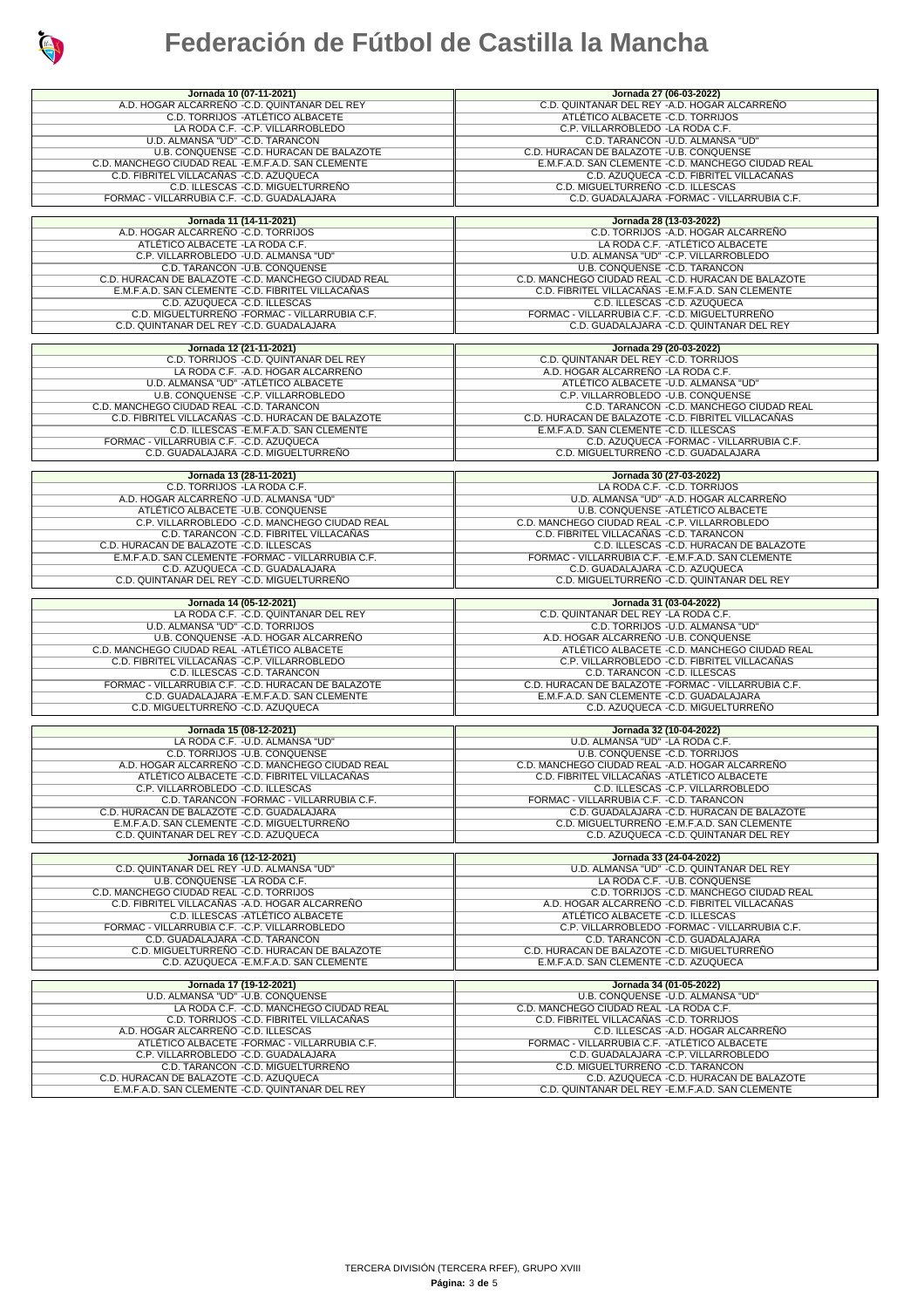# Federación de Fútbol de Castilla la Mancha

| Jornada 10 (07-11-2021) | Jornada 27 (06-03-2022) |
|---|---|
| A.D. HOGAR ALCARREÑO -C.D. QUINTANAR DEL REY | C.D. QUINTANAR DEL REY -A.D. HOGAR ALCARREÑO |
| C.D. TORRIJOS -ATLÉTICO ALBACETE | ATLÉTICO ALBACETE -C.D. TORRIJOS |
| LA RODA C.F. -C.P. VILLARROBLEDO | C.P. VILLARROBLEDO -LA RODA C.F. |
| U.D. ALMANSA "UD" -C.D. TARANCON | C.D. TARANCON -U.D. ALMANSA "UD" |
| U.B. CONQUENSE -C.D. HURACAN DE BALAZOTE | C.D. HURACAN DE BALAZOTE -U.B. CONQUENSE |
| C.D. MANCHEGO CIUDAD REAL -E.M.F.A.D. SAN CLEMENTE | E.M.F.A.D. SAN CLEMENTE -C.D. MANCHEGO CIUDAD REAL |
| C.D. FIBRITEL VILLACAÑAS -C.D. AZUQUECA | C.D. AZUQUECA -C.D. FIBRITEL VILLACAÑAS |
| C.D. ILLESCAS -C.D. MIGUELTURREÑO | C.D. MIGUELTURREÑO -C.D. ILLESCAS |
| FORMAC - VILLARRUBIA C.F. -C.D. GUADALAJARA | C.D. GUADALAJARA -FORMAC - VILLARRUBIA C.F. |

| Jornada 11 (14-11-2021) | Jornada 28 (13-03-2022) |
|---|---|
| A.D. HOGAR ALCARREÑO -C.D. TORRIJOS | C.D. TORRIJOS -A.D. HOGAR ALCARREÑO |
| ATLÉTICO ALBACETE -LA RODA C.F. | LA RODA C.F. -ATLÉTICO ALBACETE |
| C.P. VILLARROBLEDO -U.D. ALMANSA "UD" | U.D. ALMANSA "UD" -C.P. VILLARROBLEDO |
| C.D. TARANCON -U.B. CONQUENSE | U.B. CONQUENSE -C.D. TARANCON |
| C.D. HURACAN DE BALAZOTE -C.D. MANCHEGO CIUDAD REAL | C.D. MANCHEGO CIUDAD REAL -C.D. HURACAN DE BALAZOTE |
| E.M.F.A.D. SAN CLEMENTE -C.D. FIBRITEL VILLACAÑAS | C.D. FIBRITEL VILLACAÑAS -E.M.F.A.D. SAN CLEMENTE |
| C.D. AZUQUECA -C.D. ILLESCAS | C.D. ILLESCAS -C.D. AZUQUECA |
| C.D. MIGUELTURREÑO -FORMAC - VILLARRUBIA C.F. | FORMAC - VILLARRUBIA C.F. -C.D. MIGUELTURREÑO |
| C.D. QUINTANAR DEL REY -C.D. GUADALAJARA | C.D. GUADALAJARA -C.D. QUINTANAR DEL REY |

| Jornada 12 (21-11-2021) | Jornada 29 (20-03-2022) |
|---|---|
| C.D. TORRIJOS -C.D. QUINTANAR DEL REY | C.D. QUINTANAR DEL REY -C.D. TORRIJOS |
| LA RODA C.F. -A.D. HOGAR ALCARREÑO | A.D. HOGAR ALCARREÑO -LA RODA C.F. |
| U.D. ALMANSA "UD" -ATLÉTICO ALBACETE | ATLÉTICO ALBACETE -U.D. ALMANSA "UD" |
| U.B. CONQUENSE -C.P. VILLARROBLEDO | C.P. VILLARROBLEDO -U.B. CONQUENSE |
| C.D. MANCHEGO CIUDAD REAL -C.D. TARANCON | C.D. TARANCON -C.D. MANCHEGO CIUDAD REAL |
| C.D. FIBRITEL VILLACAÑAS -C.D. HURACAN DE BALAZOTE | C.D. HURACAN DE BALAZOTE -C.D. FIBRITEL VILLACAÑAS |
| C.D. ILLESCAS -E.M.F.A.D. SAN CLEMENTE | E.M.F.A.D. SAN CLEMENTE -C.D. ILLESCAS |
| FORMAC - VILLARRUBIA C.F. -C.D. AZUQUECA | C.D. AZUQUECA -FORMAC - VILLARRUBIA C.F. |
| C.D. GUADALAJARA -C.D. MIGUELTURREÑO | C.D. MIGUELTURREÑO -C.D. GUADALAJARA |

| Jornada 13 (28-11-2021) | Jornada 30 (27-03-2022) |
|---|---|
| C.D. TORRIJOS -LA RODA C.F. | LA RODA C.F. -C.D. TORRIJOS |
| A.D. HOGAR ALCARREÑO -U.D. ALMANSA "UD" | U.D. ALMANSA "UD" -A.D. HOGAR ALCARREÑO |
| ATLÉTICO ALBACETE -U.B. CONQUENSE | U.B. CONQUENSE -ATLÉTICO ALBACETE |
| C.P. VILLARROBLEDO -C.D. MANCHEGO CIUDAD REAL | C.D. MANCHEGO CIUDAD REAL -C.P. VILLARROBLEDO |
| C.D. TARANCON -C.D. FIBRITEL VILLACAÑAS | C.D. FIBRITEL VILLACAÑAS -C.D. TARANCON |
| C.D. HURACAN DE BALAZOTE -C.D. ILLESCAS | C.D. ILLESCAS -C.D. HURACAN DE BALAZOTE |
| E.M.F.A.D. SAN CLEMENTE -FORMAC - VILLARRUBIA C.F. | FORMAC - VILLARRUBIA C.F. -E.M.F.A.D. SAN CLEMENTE |
| C.D. AZUQUECA -C.D. GUADALAJARA | C.D. GUADALAJARA -C.D. AZUQUECA |
| C.D. QUINTANAR DEL REY -C.D. MIGUELTURREÑO | C.D. MIGUELTURREÑO -C.D. QUINTANAR DEL REY |

| Jornada 14 (05-12-2021) | Jornada 31 (03-04-2022) |
|---|---|
| LA RODA C.F. -C.D. QUINTANAR DEL REY | C.D. QUINTANAR DEL REY -LA RODA C.F. |
| U.D. ALMANSA "UD" -C.D. TORRIJOS | C.D. TORRIJOS -U.D. ALMANSA "UD" |
| U.B. CONQUENSE -A.D. HOGAR ALCARREÑO | A.D. HOGAR ALCARREÑO -U.B. CONQUENSE |
| C.D. MANCHEGO CIUDAD REAL -ATLÉTICO ALBACETE | ATLÉTICO ALBACETE -C.D. MANCHEGO CIUDAD REAL |
| C.D. FIBRITEL VILLACAÑAS -C.P. VILLARROBLEDO | C.P. VILLARROBLEDO -C.D. FIBRITEL VILLACAÑAS |
| C.D. ILLESCAS -C.D. TARANCON | C.D. TARANCON -C.D. ILLESCAS |
| FORMAC - VILLARRUBIA C.F. -C.D. HURACAN DE BALAZOTE | C.D. HURACAN DE BALAZOTE -FORMAC - VILLARRUBIA C.F. |
| C.D. GUADALAJARA -E.M.F.A.D. SAN CLEMENTE | E.M.F.A.D. SAN CLEMENTE -C.D. GUADALAJARA |
| C.D. MIGUELTURREÑO -C.D. AZUQUECA | C.D. AZUQUECA -C.D. MIGUELTURREÑO |

| Jornada 15 (08-12-2021) | Jornada 32 (10-04-2022) |
|---|---|
| LA RODA C.F. -U.D. ALMANSA "UD" | U.D. ALMANSA "UD" -LA RODA C.F. |
| C.D. TORRIJOS -U.B. CONQUENSE | U.B. CONQUENSE -C.D. TORRIJOS |
| A.D. HOGAR ALCARREÑO -C.D. MANCHEGO CIUDAD REAL | C.D. MANCHEGO CIUDAD REAL -A.D. HOGAR ALCARREÑO |
| ATLÉTICO ALBACETE -C.D. FIBRITEL VILLACAÑAS | C.D. FIBRITEL VILLACAÑAS -ATLÉTICO ALBACETE |
| C.P. VILLARROBLEDO -C.D. ILLESCAS | C.D. ILLESCAS -C.P. VILLARROBLEDO |
| C.D. TARANCON -FORMAC - VILLARRUBIA C.F. | FORMAC - VILLARRUBIA C.F. -C.D. TARANCON |
| C.D. HURACAN DE BALAZOTE -C.D. GUADALAJARA | C.D. GUADALAJARA -C.D. HURACAN DE BALAZOTE |
| E.M.F.A.D. SAN CLEMENTE -C.D. MIGUELTURREÑO | C.D. MIGUELTURREÑO -E.M.F.A.D. SAN CLEMENTE |
| C.D. QUINTANAR DEL REY -C.D. AZUQUECA | C.D. AZUQUECA -C.D. QUINTANAR DEL REY |

| Jornada 16 (12-12-2021) | Jornada 33 (24-04-2022) |
|---|---|
| C.D. QUINTANAR DEL REY -U.D. ALMANSA "UD" | U.D. ALMANSA "UD" -C.D. QUINTANAR DEL REY |
| U.B. CONQUENSE -LA RODA C.F. | LA RODA C.F. -U.B. CONQUENSE |
| C.D. MANCHEGO CIUDAD REAL -C.D. TORRIJOS | C.D. TORRIJOS -C.D. MANCHEGO CIUDAD REAL |
| C.D. FIBRITEL VILLACAÑAS -A.D. HOGAR ALCARREÑO | A.D. HOGAR ALCARREÑO -C.D. FIBRITEL VILLACAÑAS |
| C.D. ILLESCAS -ATLÉTICO ALBACETE | ATLÉTICO ALBACETE -C.D. ILLESCAS |
| FORMAC - VILLARRUBIA C.F. -C.P. VILLARROBLEDO | C.P. VILLARROBLEDO -FORMAC - VILLARRUBIA C.F. |
| C.D. GUADALAJARA -C.D. TARANCON | C.D. TARANCON -C.D. GUADALAJARA |
| C.D. MIGUELTURREÑO -C.D. HURACAN DE BALAZOTE | C.D. HURACAN DE BALAZOTE -C.D. MIGUELTURREÑO |
| C.D. AZUQUECA -E.M.F.A.D. SAN CLEMENTE | E.M.F.A.D. SAN CLEMENTE -C.D. AZUQUECA |

| Jornada 17 (19-12-2021) | Jornada 34 (01-05-2022) |
|---|---|
| U.D. ALMANSA "UD" -U.B. CONQUENSE | U.B. CONQUENSE -U.D. ALMANSA "UD" |
| LA RODA C.F. -C.D. MANCHEGO CIUDAD REAL | C.D. MANCHEGO CIUDAD REAL -LA RODA C.F. |
| C.D. TORRIJOS -C.D. FIBRITEL VILLACAÑAS | C.D. FIBRITEL VILLACAÑAS -C.D. TORRIJOS |
| A.D. HOGAR ALCARREÑO -C.D. ILLESCAS | C.D. ILLESCAS -A.D. HOGAR ALCARREÑO |
| ATLÉTICO ALBACETE -FORMAC - VILLARRUBIA C.F. | FORMAC - VILLARRUBIA C.F. -ATLÉTICO ALBACETE |
| C.P. VILLARROBLEDO -C.D. GUADALAJARA | C.D. GUADALAJARA -C.P. VILLARROBLEDO |
| C.D. TARANCON -C.D. MIGUELTURREÑO | C.D. MIGUELTURREÑO -C.D. TARANCON |
| C.D. HURACAN DE BALAZOTE -C.D. AZUQUECA | C.D. AZUQUECA -C.D. HURACAN DE BALAZOTE |
| E.M.F.A.D. SAN CLEMENTE -C.D. QUINTANAR DEL REY | C.D. QUINTANAR DEL REY -E.M.F.A.D. SAN CLEMENTE |

TERCERA DIVISIÓN (TERCERA RFEF), GRUPO XVIII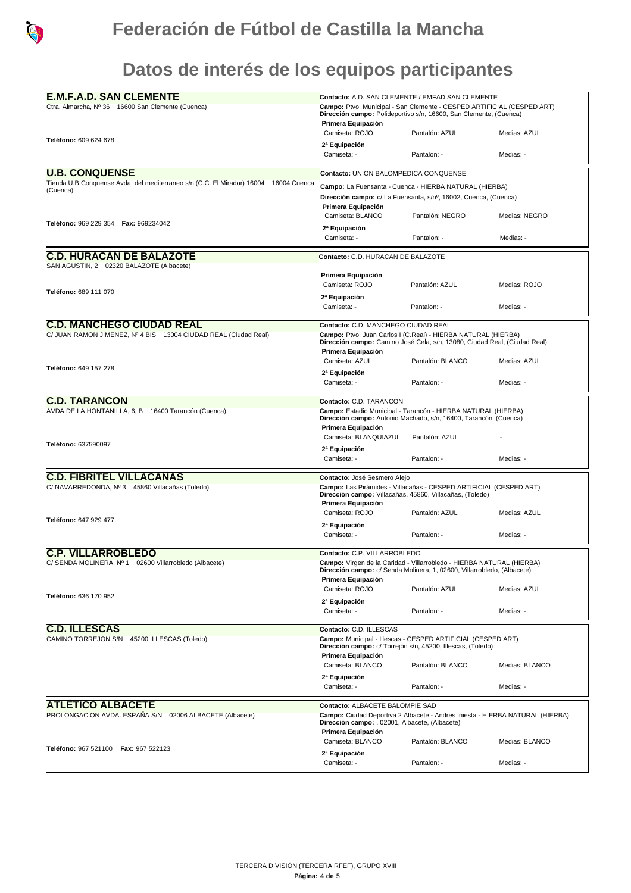# Federación de Fútbol de Castilla la Mancha

## Datos de interés de los equipos participantes

### E.M.F.A.D. SAN CLEMENTE

Ctra. Almarcha, Nº 36 16600 San Clemente (Cuenca)

**Teléfono:** 609 624 678

**Contacto:** A.D. SAN CLEMENTE / EMFAD SAN CLEMENTE
**Campo:** Ptvo. Municipal - San Clemente - CESPED ARTIFICIAL (CESPED ART)
**Dirección campo:** Polideportivo s/n, 16600, San Clemente, (Cuenca)

| | | | |
|---|---|---|---|
| **Primera Equipación** | Camiseta: ROJO | Pantalón: AZUL | Medias: AZUL |
| **2ª Equipación** | Camiseta: - | Pantalon: - | Medias: - |

### U.B. CONQUENSE

Tienda U.B.Conquense Avda. del mediterraneo s/n (C.C. El Mirador) 16004 16004 Cuenca (Cuenca)

**Teléfono:** 969 229 354 **Fax:** 969234042

**Contacto:** UNION BALOMPEDICA CONQUENSE
**Campo:** La Fuensanta - Cuenca - HIERBA NATURAL (HIERBA)
**Dirección campo:** c/ La Fuensanta, s/nº, 16002, Cuenca, (Cuenca)

| | | | |
|---|---|---|---|
| **Primera Equipación** | Camiseta: BLANCO | Pantalón: NEGRO | Medias: NEGRO |
| **2ª Equipación** | Camiseta: - | Pantalon: - | Medias: - |

### C.D. HURACAN DE BALAZOTE

SAN AGUSTIN, 2 02320 BALAZOTE (Albacete)

**Teléfono:** 689 111 070

**Contacto:** C.D. HURACAN DE BALAZOTE

| | | | |
|---|---|---|---|
| **Primera Equipación** | Camiseta: ROJO | Pantalón: AZUL | Medias: ROJO |
| **2ª Equipación** | Camiseta: - | Pantalon: - | Medias: - |

### C.D. MANCHEGO CIUDAD REAL

C/ JUAN RAMON JIMENEZ, Nº 4 BIS 13004 CIUDAD REAL (Ciudad Real)

**Teléfono:** 649 157 278

**Contacto:** C.D. MANCHEGO CIUDAD REAL
**Campo:** Ptvo. Juan Carlos I (C.Real) - HIERBA NATURAL (HIERBA)
**Dirección campo:** Camino José Cela, s/n, 13080, Ciudad Real, (Ciudad Real)

| | | | |
|---|---|---|---|
| **Primera Equipación** | Camiseta: AZUL | Pantalón: BLANCO | Medias: AZUL |
| **2ª Equipación** | Camiseta: - | Pantalon: - | Medias: - |

### C.D. TARANCON

AVDA DE LA HONTANILLA, 6, B 16400 Tarancón (Cuenca)

**Teléfono:** 637590097

**Contacto:** C.D. TARANCON
**Campo:** Estadio Municipal - Tarancón - HIERBA NATURAL (HIERBA)
**Dirección campo:** Antonio Machado, s/n, 16400, Tarancón, (Cuenca)

| | | | |
|---|---|---|---|
| **Primera Equipación** | Camiseta: BLANQUIAZUL | Pantalón: AZUL | - |
| **2ª Equipación** | Camiseta: - | Pantalon: - | Medias: - |

### C.D. FIBRITEL VILLACAÑAS

C/ NAVARREDONDA, Nº 3 45860 Villacañas (Toledo)

**Teléfono:** 647 929 477

**Contacto:** José Sesmero Alejo
**Campo:** Las Pirámides - Villacañas - CESPED ARTIFICIAL (CESPED ART)
**Dirección campo:** Villacañas, 45860, Villacañas, (Toledo)

| | | | |
|---|---|---|---|
| **Primera Equipación** | Camiseta: ROJO | Pantalón: AZUL | Medias: AZUL |
| **2ª Equipación** | Camiseta: - | Pantalon: - | Medias: - |

### C.P. VILLARROBLEDO

C/ SENDA MOLINERA, Nº 1 02600 Villarrobledo (Albacete)

**Teléfono:** 636 170 952

**Contacto:** C.P. VILLARROBLEDO
**Campo:** Virgen de la Caridad - Villarrobledo - HIERBA NATURAL (HIERBA)
**Dirección campo:** c/ Senda Molinera, 1, 02600, Villarrobledo, (Albacete)

| | | | |
|---|---|---|---|
| **Primera Equipación** | Camiseta: ROJO | Pantalón: AZUL | Medias: AZUL |
| **2ª Equipación** | Camiseta: - | Pantalon: - | Medias: - |

### C.D. ILLESCAS

CAMINO TORREJON S/N 45200 ILLESCAS (Toledo)

**Contacto:** C.D. ILLESCAS
**Campo:** Municipal - Illescas - CESPED ARTIFICIAL (CESPED ART)
**Dirección campo:** c/ Torrejón s/n, 45200, Illescas, (Toledo)

| | | | |
|---|---|---|---|
| **Primera Equipación** | Camiseta: BLANCO | Pantalón: BLANCO | Medias: BLANCO |
| **2ª Equipación** | Camiseta: - | Pantalon: - | Medias: - |

### ATLÉTICO ALBACETE

PROLONGACION AVDA. ESPAÑA S/N 02006 ALBACETE (Albacete)

**Teléfono:** 967 521100 **Fax:** 967 522123

**Contacto:** ALBACETE BALOMPIE SAD
**Campo:** Ciudad Deportiva 2 Albacete - Andres Iniesta - HIERBA NATURAL (HIERBA)
**Dirección campo:** , 02001, Albacete, (Albacete)

| | | | |
|---|---|---|---|
| **Primera Equipación** | Camiseta: BLANCO | Pantalón: BLANCO | Medias: BLANCO |
| **2ª Equipación** | Camiseta: - | Pantalon: - | Medias: - |

TERCERA DIVISIÓN (TERCERA RFEF), GRUPO XVIII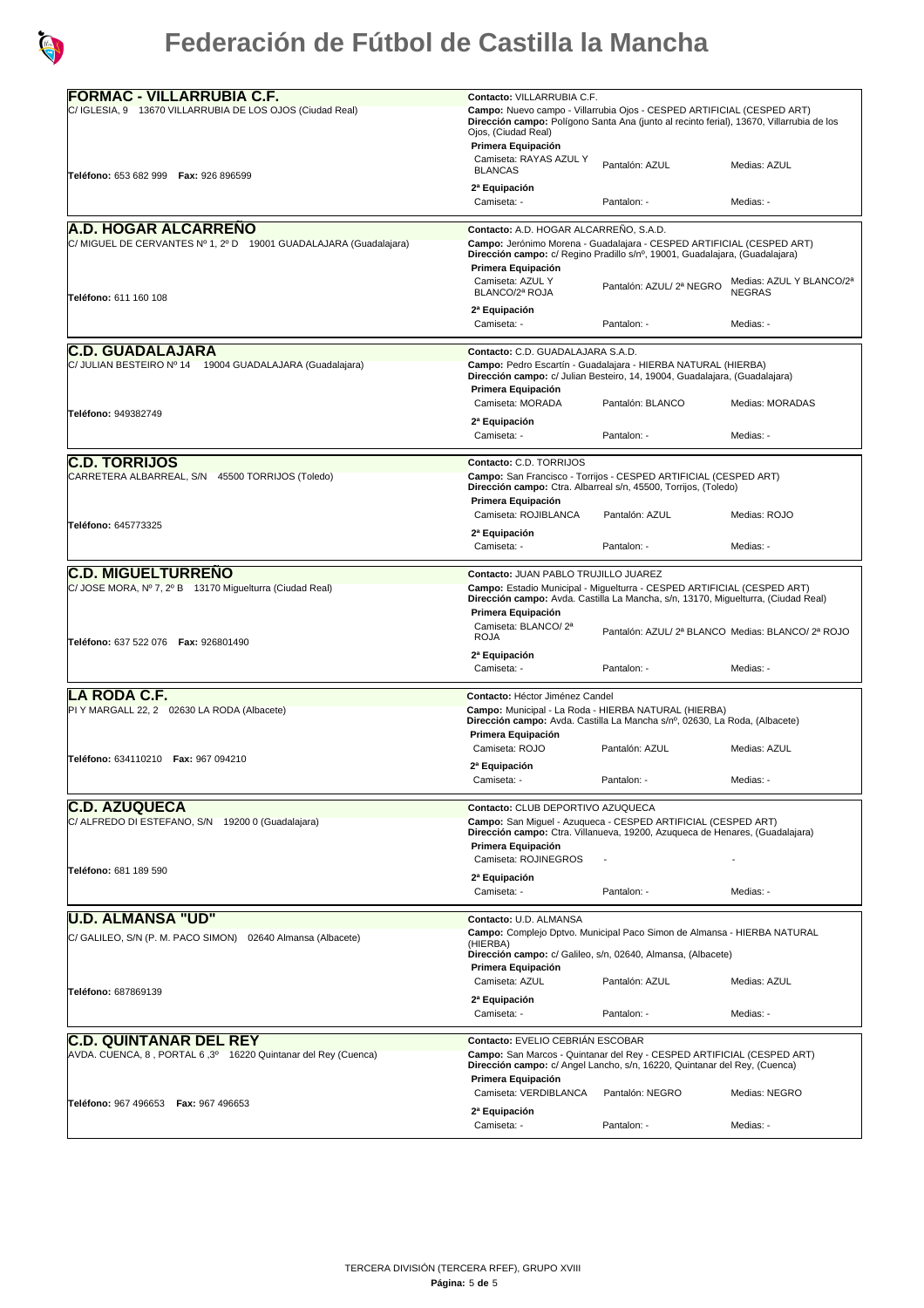## FORMAC - VILLARRUBIA C.F.

C/ IGLESIA, 9 13670 VILLARRUBIA DE LOS OJOS (Ciudad Real)

**Teléfono:** 653 682 999 **Fax:** 926 896599

**Contacto:** VILLARRUBIA C.F.

**Campo:** Nuevo campo - Villarrubia Ojos - CESPED ARTIFICIAL (CESPED ART)

**Dirección campo:** Polígono Santa Ana (junto al recinto ferial), 13670, Villarrubia de los Ojos, (Ciudad Real)

**Primera Equipación**

| | | |
|---|---|---|
| Camiseta: RAYAS AZUL Y BLANCAS | Pantalón: AZUL | Medias: AZUL |

**2ª Equipación**

| | | |
|---|---|---|
| Camiseta: - | Pantalon: - | Medias: - |

## A.D. HOGAR ALCARREÑO

C/ MIGUEL DE CERVANTES Nº 1, 2º D 19001 GUADALAJARA (Guadalajara)

**Teléfono:** 611 160 108

**Contacto:** A.D. HOGAR ALCARREÑO, S.A.D.

**Campo:** Jerónimo Morena - Guadalajara - CESPED ARTIFICIAL (CESPED ART)

**Dirección campo:** c/ Regino Pradillo s/nº, 19001, Guadalajara, (Guadalajara)

**Primera Equipación**

| | | |
|---|---|---|
| Camiseta: AZUL Y BLANCO/2ª ROJA | Pantalón: AZUL/ 2ª NEGRO | Medias: AZUL Y BLANCO/2ª NEGRAS |

**2ª Equipación**

| | | |
|---|---|---|
| Camiseta: - | Pantalon: - | Medias: - |

## C.D. GUADALAJARA

C/ JULIAN BESTEIRO Nº 14 19004 GUADALAJARA (Guadalajara)

**Teléfono:** 949382749

**Contacto:** C.D. GUADALAJARA S.A.D.

**Campo:** Pedro Escartín - Guadalajara - HIERBA NATURAL (HIERBA)

**Dirección campo:** c/ Julian Besteiro, 14, 19004, Guadalajara, (Guadalajara)

**Primera Equipación**

| | | |
|---|---|---|
| Camiseta: MORADA | Pantalón: BLANCO | Medias: MORADAS |

**2ª Equipación**

| | | |
|---|---|---|
| Camiseta: - | Pantalon: - | Medias: - |

## C.D. TORRIJOS

CARRETERA ALBARREAL, S/N 45500 TORRIJOS (Toledo)

**Teléfono:** 645773325

**Contacto:** C.D. TORRIJOS

**Campo:** San Francisco - Torrijos - CESPED ARTIFICIAL (CESPED ART)

**Dirección campo:** Ctra. Albarreal s/n, 45500, Torrijos, (Toledo)

**Primera Equipación**

| | | |
|---|---|---|
| Camiseta: ROJIBLANCA | Pantalón: AZUL | Medias: ROJO |

**2ª Equipación**

| | | |
|---|---|---|
| Camiseta: - | Pantalon: - | Medias: - |

## C.D. MIGUELTURREÑO

C/ JOSE MORA, Nº 7, 2º B 13170 Miguelturra (Ciudad Real)

**Teléfono:** 637 522 076 **Fax:** 926801490

**Contacto:** JUAN PABLO TRUJILLO JUAREZ

**Campo:** Estadio Municipal - Miguelturra - CESPED ARTIFICIAL (CESPED ART)

**Dirección campo:** Avda. Castilla La Mancha, s/n, 13170, Miguelturra, (Ciudad Real)

**Primera Equipación**

| | | |
|---|---|---|
| Camiseta: BLANCO/ 2ª ROJA | Pantalón: AZUL/ 2ª BLANCO | Medias: BLANCO/ 2ª ROJO |

**2ª Equipación**

| | | |
|---|---|---|
| Camiseta: - | Pantalon: - | Medias: - |

## LA RODA C.F.

PI Y MARGALL 22, 2 02630 LA RODA (Albacete)

**Teléfono:** 634110210 **Fax:** 967 094210

**Contacto:** Héctor Jiménez Candel

**Campo:** Municipal - La Roda - HIERBA NATURAL (HIERBA)

**Dirección campo:** Avda. Castilla La Mancha s/nº, 02630, La Roda, (Albacete)

**Primera Equipación**

| | | |
|---|---|---|
| Camiseta: ROJO | Pantalón: AZUL | Medias: AZUL |

**2ª Equipación**

| | | |
|---|---|---|
| Camiseta: - | Pantalon: - | Medias: - |

## C.D. AZUQUECA

C/ ALFREDO DI ESTEFANO, S/N 19200 0 (Guadalajara)

**Teléfono:** 681 189 590

**Contacto:** CLUB DEPORTIVO AZUQUECA

**Campo:** San Miguel - Azuqueca - CESPED ARTIFICIAL (CESPED ART)

**Dirección campo:** Ctra. Villanueva, 19200, Azuqueca de Henares, (Guadalajara)

**Primera Equipación**

| | | |
|---|---|---|
| Camiseta: ROJINEGROS | - | - |

**2ª Equipación**

| | | |
|---|---|---|
| Camiseta: - | Pantalon: - | Medias: - |

## U.D. ALMANSA "UD"

C/ GALILEO, S/N (P. M. PACO SIMON) 02640 Almansa (Albacete)

**Teléfono:** 687869139

**Contacto:** U.D. ALMANSA

**Campo:** Complejo Dptvo. Municipal Paco Simon de Almansa - HIERBA NATURAL (HIERBA)

**Dirección campo:** c/ Galileo, s/n, 02640, Almansa, (Albacete)

**Primera Equipación**

| | | |
|---|---|---|
| Camiseta: AZUL | Pantalón: AZUL | Medias: AZUL |

**2ª Equipación**

| | | |
|---|---|---|
| Camiseta: - | Pantalon: - | Medias: - |

## C.D. QUINTANAR DEL REY

AVDA. CUENCA, 8 , PORTAL 6 ,3º 16220 Quintanar del Rey (Cuenca)

**Teléfono:** 967 496653 **Fax:** 967 496653

**Contacto:** EVELIO CEBRIÁN ESCOBAR

**Campo:** San Marcos - Quintanar del Rey - CESPED ARTIFICIAL (CESPED ART)

**Dirección campo:** c/ Angel Lancho, s/n, 16220, Quintanar del Rey, (Cuenca)

**Primera Equipación**

| | | |
|---|---|---|
| Camiseta: VERDIBLANCA | Pantalón: NEGRO | Medias: NEGRO |

**2ª Equipación**

| | | |
|---|---|---|
| Camiseta: - | Pantalon: - | Medias: - |